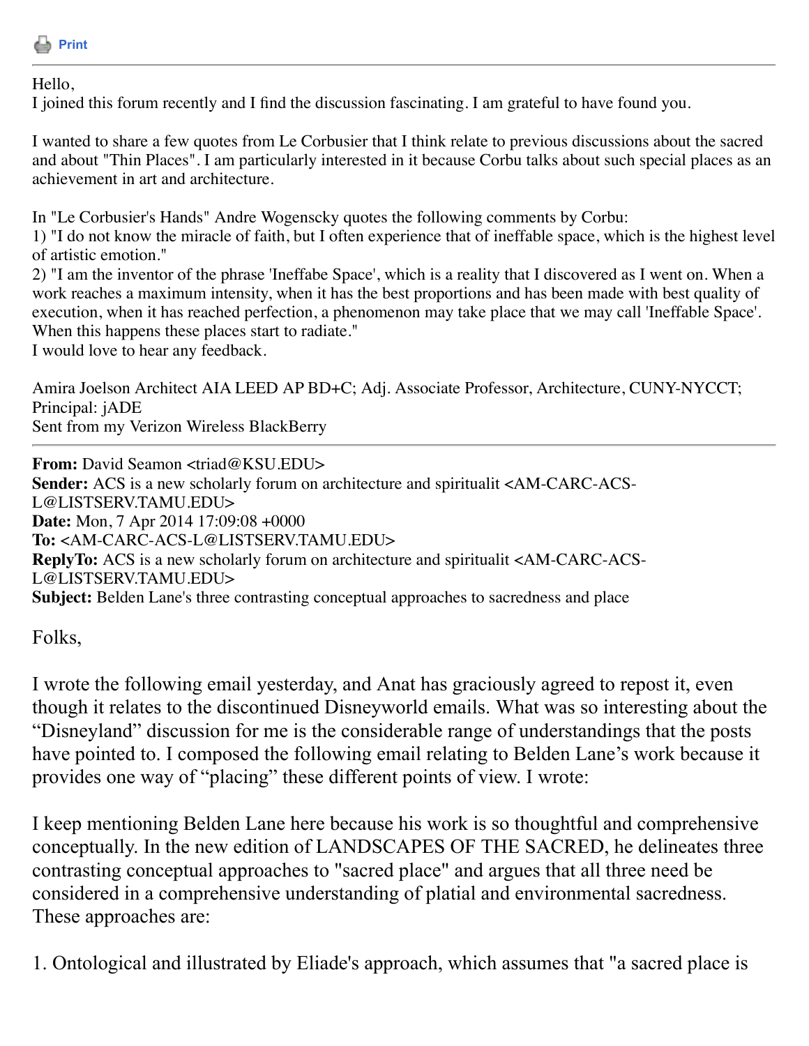Print

---

Hello,
I joined this forum recently and I find the discussion fascinating. I am grateful to have found you.

I wanted to share a few quotes from Le Corbusier that I think relate to previous discussions about the sacred and about "Thin Places". I am particularly interested in it because Corbu talks about such special places as an achievement in art and architecture.

In "Le Corbusier's Hands" Andre Wogenscky quotes the following comments by Corbu:
1) "I do not know the miracle of faith, but I often experience that of ineffable space, which is the highest level of artistic emotion."
2) "I am the inventor of the phrase 'Ineffabe Space', which is a reality that I discovered as I went on. When a work reaches a maximum intensity, when it has the best proportions and has been made with best quality of execution, when it has reached perfection, a phenomenon may take place that we may call 'Ineffable Space'. When this happens these places start to radiate."
I would love to hear any feedback.

Amira Joelson Architect AIA LEED AP BD+C; Adj. Associate Professor, Architecture, CUNY-NYCCT; Principal: jADE
Sent from my Verizon Wireless BlackBerry

---

**From:** David Seamon <triad@KSU.EDU>
**Sender:** ACS is a new scholarly forum on architecture and spiritualit <AM-CARC-ACS-L@LISTSERV.TAMU.EDU>
**Date:** Mon, 7 Apr 2014 17:09:08 +0000
**To:** <AM-CARC-ACS-L@LISTSERV.TAMU.EDU>
**ReplyTo:** ACS is a new scholarly forum on architecture and spiritualit <AM-CARC-ACS-L@LISTSERV.TAMU.EDU>
**Subject:** Belden Lane's three contrasting conceptual approaches to sacredness and place

Folks,

I wrote the following email yesterday, and Anat has graciously agreed to repost it, even though it relates to the discontinued Disneyworld emails. What was so interesting about the "Disneyland" discussion for me is the considerable range of understandings that the posts have pointed to. I composed the following email relating to Belden Lane's work because it provides one way of "placing" these different points of view. I wrote:

I keep mentioning Belden Lane here because his work is so thoughtful and comprehensive conceptually. In the new edition of LANDSCAPES OF THE SACRED, he delineates three contrasting conceptual approaches to "sacred place" and argues that all three need be considered in a comprehensive understanding of platial and environmental sacredness. These approaches are:

1. Ontological and illustrated by Eliade's approach, which assumes that "a sacred place is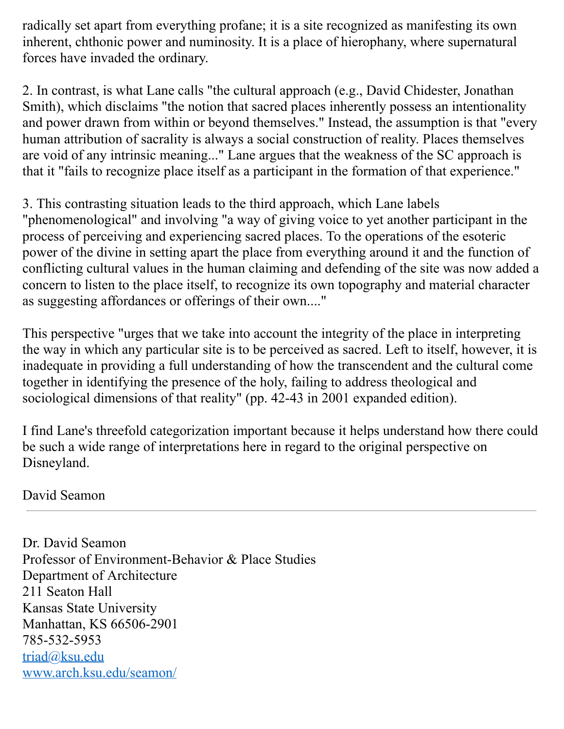radically set apart from everything profane; it is a site recognized as manifesting its own inherent, chthonic power and numinosity. It is a place of hierophany, where supernatural forces have invaded the ordinary.

2. In contrast, is what Lane calls "the cultural approach (e.g., David Chidester, Jonathan Smith), which disclaims "the notion that sacred places inherently possess an intentionality and power drawn from within or beyond themselves." Instead, the assumption is that "every human attribution of sacrality is always a social construction of reality. Places themselves are void of any intrinsic meaning..." Lane argues that the weakness of the SC approach is that it "fails to recognize place itself as a participant in the formation of that experience."

3. This contrasting situation leads to the third approach, which Lane labels "phenomenological" and involving "a way of giving voice to yet another participant in the process of perceiving and experiencing sacred places. To the operations of the esoteric power of the divine in setting apart the place from everything around it and the function of conflicting cultural values in the human claiming and defending of the site was now added a concern to listen to the place itself, to recognize its own topography and material character as suggesting affordances or offerings of their own...."

This perspective "urges that we take into account the integrity of the place in interpreting the way in which any particular site is to be perceived as sacred. Left to itself, however, it is inadequate in providing a full understanding of how the transcendent and the cultural come together in identifying the presence of the holy, failing to address theological and sociological dimensions of that reality" (pp. 42-43 in 2001 expanded edition).

I find Lane's threefold categorization important because it helps understand how there could be such a wide range of interpretations here in regard to the original perspective on Disneyland.

David Seamon

---

Dr. David Seamon
Professor of Environment-Behavior & Place Studies
Department of Architecture
211 Seaton Hall
Kansas State University
Manhattan, KS 66506-2901
785-532-5953
triad@ksu.edu
www.arch.ksu.edu/seamon/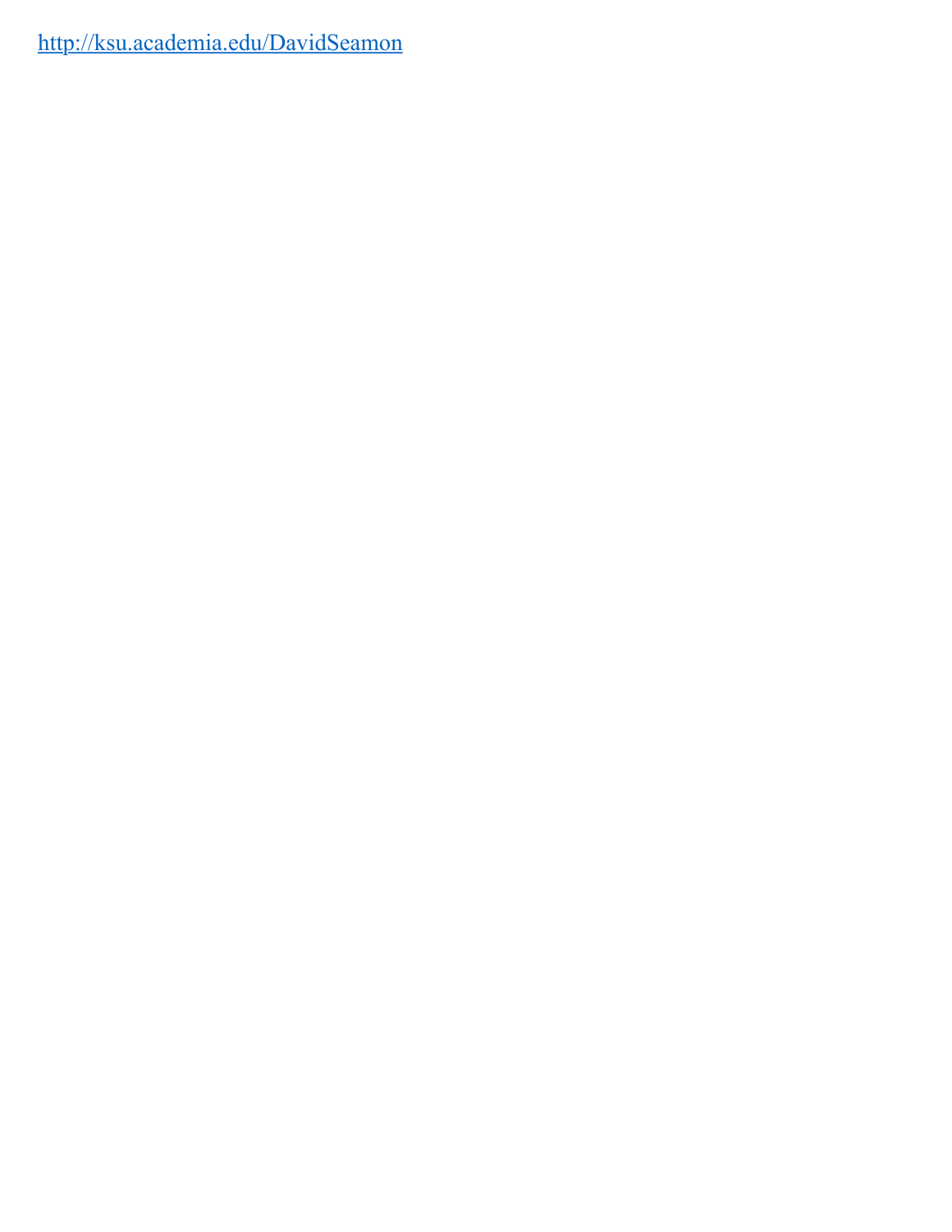[http://ksu.academia.edu/DavidSeamon](http://ksu.academia.edu/DavidSeamon)